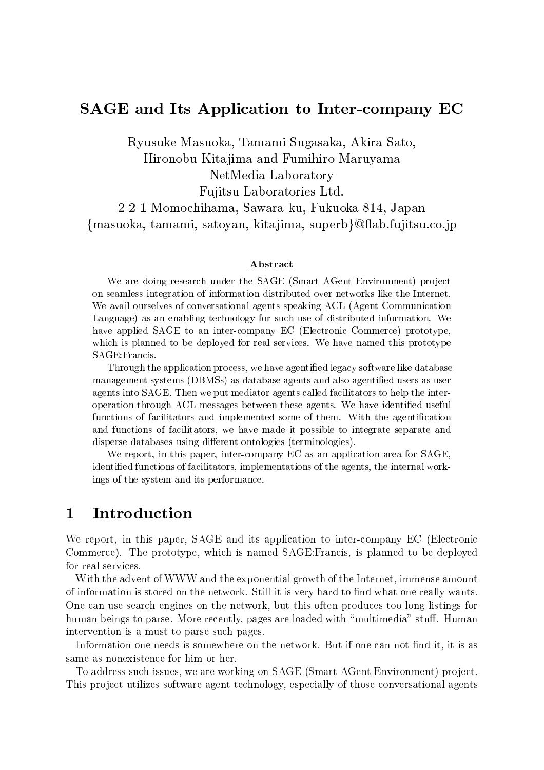# SAGE and Its Application to Inter-company EC

Ryusuke Masuoka, Tamami Sugasaka, Akira Sato,
Hironobu Kitajima and Fumihiro Maruyama
NetMedia Laboratory
Fujitsu Laboratories Ltd.
2-2-1 Momochihama, Sawara-ku, Fukuoka 814, Japan
{masuoka, tamami, satoyan, kitajima, superb}@flab.fujitsu.co.jp

### Abstract

We are doing research under the SAGE (Smart AGent Environment) project on seamless integration of information distributed over networks like the Internet. We avail ourselves of conversational agents speaking ACL (Agent Communication Language) as an enabling technology for such use of distributed information. We have applied SAGE to an inter-company EC (Electronic Commerce) prototype, which is planned to be deployed for real services. We have named this prototype SAGE:Francis.

Through the application process, we have agentified legacy software like database management systems (DBMSs) as database agents and also agentified users as user agents into SAGE. Then we put mediator agents called facilitators to help the inter-operation through ACL messages between these agents. We have identified useful functions of facilitators and implemented some of them. With the agentification and functions of facilitators, we have made it possible to integrate separate and disperse databases using different ontologies (terminologies).

We report, in this paper, inter-company EC as an application area for SAGE, identified functions of facilitators, implementations of the agents, the internal workings of the system and its performance.

## 1 Introduction

We report, in this paper, SAGE and its application to inter-company EC (Electronic Commerce). The prototype, which is named SAGE:Francis, is planned to be deployed for real services.

With the advent of WWW and the exponential growth of the Internet, immense amount of information is stored on the network. Still it is very hard to find what one really wants. One can use search engines on the network, but this often produces too long listings for human beings to parse. More recently, pages are loaded with "multimedia" stuff. Human intervention is a must to parse such pages.

Information one needs is somewhere on the network. But if one can not find it, it is as same as nonexistence for him or her.

To address such issues, we are working on SAGE (Smart AGent Environment) project. This project utilizes software agent technology, especially of those conversational agents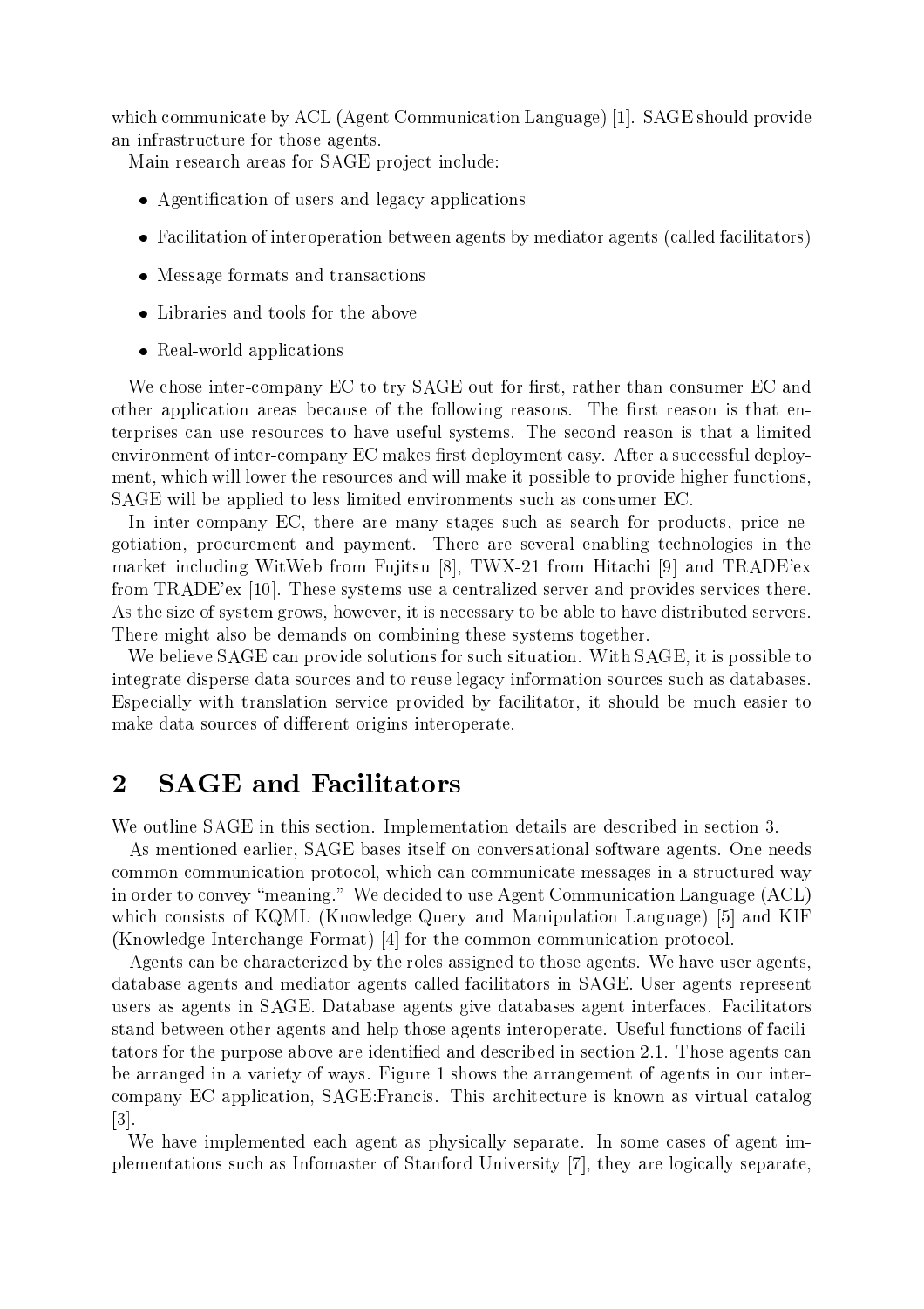which communicate by ACL (Agent Communication Language) [1]. SAGE should provide an infrastructure for those agents.

Main research areas for SAGE project include:

- Agentification of users and legacy applications
- Facilitation of interoperation between agents by mediator agents (called facilitators)
- Message formats and transactions
- Libraries and tools for the above
- Real-world applications

We chose inter-company EC to try SAGE out for first, rather than consumer EC and other application areas because of the following reasons. The first reason is that enterprises can use resources to have useful systems. The second reason is that a limited environment of inter-company EC makes first deployment easy. After a successful deployment, which will lower the resources and will make it possible to provide higher functions, SAGE will be applied to less limited environments such as consumer EC.

In inter-company EC, there are many stages such as search for products, price negotiation, procurement and payment. There are several enabling technologies in the market including WitWeb from Fujitsu [8], TWX-21 from Hitachi [9] and TRADE'ex from TRADE'ex [10]. These systems use a centralized server and provides services there. As the size of system grows, however, it is necessary to be able to have distributed servers. There might also be demands on combining these systems together.

We believe SAGE can provide solutions for such situation. With SAGE, it is possible to integrate disperse data sources and to reuse legacy information sources such as databases. Especially with translation service provided by facilitator, it should be much easier to make data sources of different origins interoperate.

## 2 SAGE and Facilitators

We outline SAGE in this section. Implementation details are described in section 3.

As mentioned earlier, SAGE bases itself on conversational software agents. One needs common communication protocol, which can communicate messages in a structured way in order to convey "meaning." We decided to use Agent Communication Language (ACL) which consists of KQML (Knowledge Query and Manipulation Language) [5] and KIF (Knowledge Interchange Format) [4] for the common communication protocol.

Agents can be characterized by the roles assigned to those agents. We have user agents, database agents and mediator agents called facilitators in SAGE. User agents represent users as agents in SAGE. Database agents give databases agent interfaces. Facilitators stand between other agents and help those agents interoperate. Useful functions of facilitators for the purpose above are identified and described in section 2.1. Those agents can be arranged in a variety of ways. Figure 1 shows the arrangement of agents in our inter-company EC application, SAGE:Francis. This architecture is known as virtual catalog [3].

We have implemented each agent as physically separate. In some cases of agent implementations such as Infomaster of Stanford University [7], they are logically separate,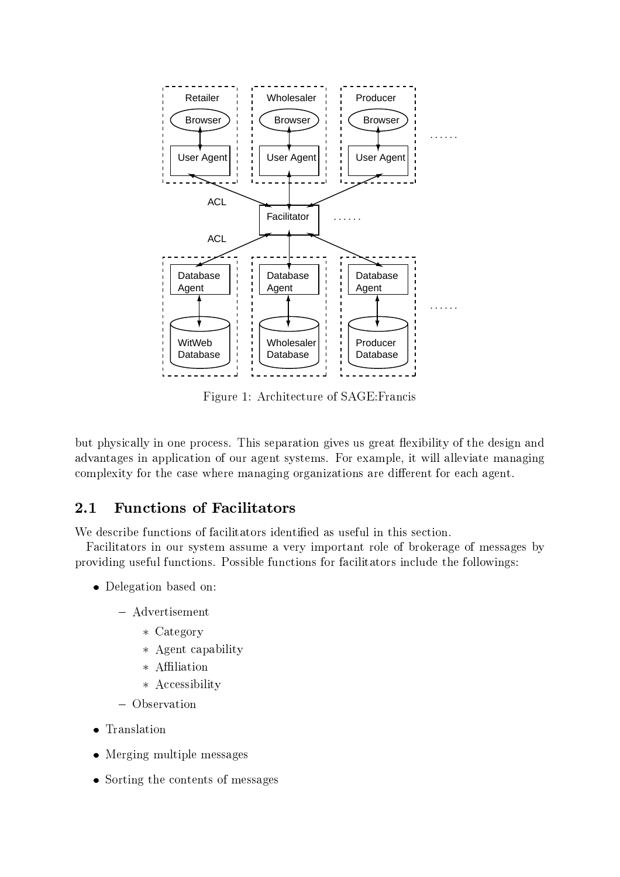Figure 1: Architecture of SAGE:Francis

but physically in one process. This separation gives us great flexibility of the design and advantages in application of our agent systems. For example, it will alleviate managing complexity for the case where managing organizations are different for each agent.

## 2.1 Functions of Facilitators

We describe functions of facilitators identified as useful in this section.

Facilitators in our system assume a very important role of brokerage of messages by providing useful functions. Possible functions for facilitators include the followings:

- Delegation based on:
  - Advertisement
    - Category
    - Agent capability
    - Affiliation
    - Accessibility
  - Observation
- Translation
- Merging multiple messages
- Sorting the contents of messages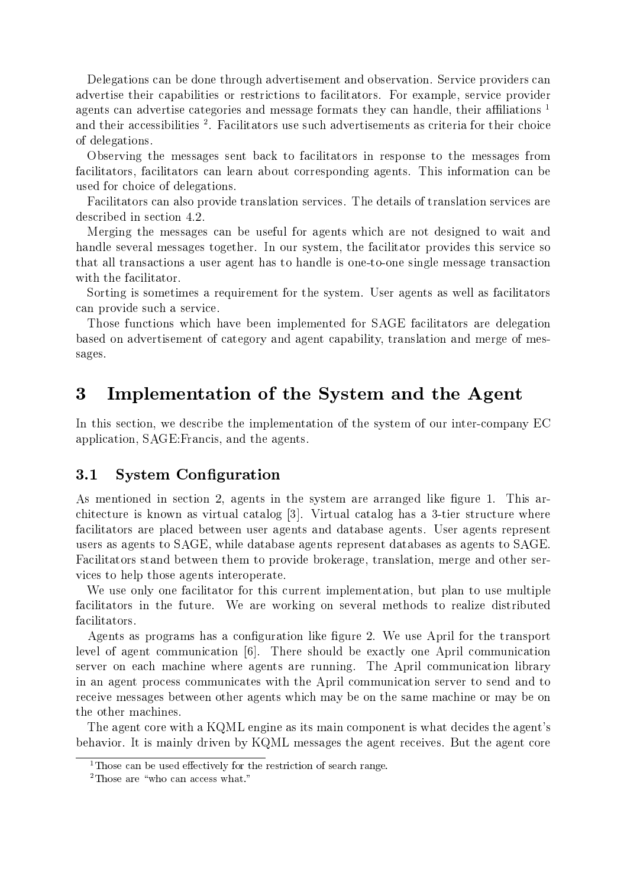Delegations can be done through advertisement and observation. Service providers can advertise their capabilities or restrictions to facilitators. For example, service provider agents can advertise categories and message formats they can handle, their affiliations [1] and their accessibilities [2]. Facilitators use such advertisements as criteria for their choice of delegations.

Observing the messages sent back to facilitators in response to the messages from facilitators, facilitators can learn about corresponding agents. This information can be used for choice of delegations.

Facilitators can also provide translation services. The details of translation services are described in section 4.2.

Merging the messages can be useful for agents which are not designed to wait and handle several messages together. In our system, the facilitator provides this service so that all transactions a user agent has to handle is one-to-one single message transaction with the facilitator.

Sorting is sometimes a requirement for the system. User agents as well as facilitators can provide such a service.

Those functions which have been implemented for SAGE facilitators are delegation based on advertisement of category and agent capability, translation and merge of messages.

# 3 Implementation of the System and the Agent

In this section, we describe the implementation of the system of our inter-company EC application, SAGE:Francis, and the agents.

## 3.1 System Configuration

As mentioned in section 2, agents in the system are arranged like figure 1. This architecture is known as virtual catalog [3]. Virtual catalog has a 3-tier structure where facilitators are placed between user agents and database agents. User agents represent users as agents to SAGE, while database agents represent databases as agents to SAGE. Facilitators stand between them to provide brokerage, translation, merge and other services to help those agents interoperate.

We use only one facilitator for this current implementation, but plan to use multiple facilitators in the future. We are working on several methods to realize distributed facilitators.

Agents as programs has a configuration like figure 2. We use April for the transport level of agent communication [6]. There should be exactly one April communication server on each machine where agents are running. The April communication library in an agent process communicates with the April communication server to send and to receive messages between other agents which may be on the same machine or may be on the other machines.

The agent core with a KQML engine as its main component is what decides the agent's behavior. It is mainly driven by KQML messages the agent receives. But the agent core

[1] Those can be used effectively for the restriction of search range.

[2] Those are "who can access what."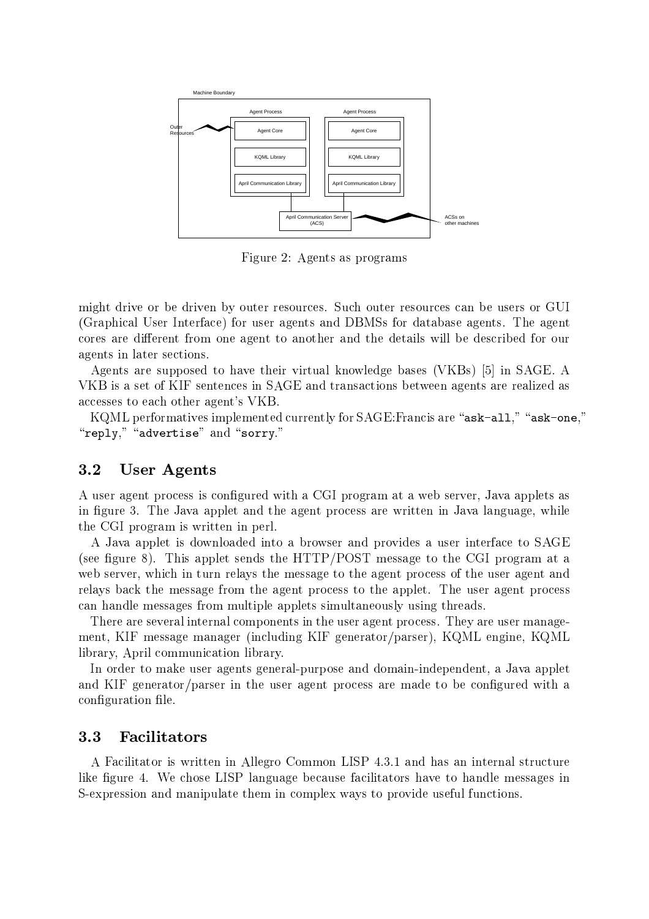Figure 2: Agents as programs

might drive or be driven by outer resources. Such outer resources can be users or GUI (Graphical User Interface) for user agents and DBMSs for database agents. The agent cores are different from one agent to another and the details will be described for our agents in later sections.

Agents are supposed to have their virtual knowledge bases (VKBs) [5] in SAGE. A VKB is a set of KIF sentences in SAGE and transactions between agents are realized as accesses to each other agent's VKB.

KQML performatives implemented currently for SAGE:Francis are "`ask-all`," "`ask-one`," "`reply`," "`advertise`" and "`sorry`."

## 3.2 User Agents

A user agent process is configured with a CGI program at a web server, Java applets as in figure 3. The Java applet and the agent process are written in Java language, while the CGI program is written in perl.

A Java applet is downloaded into a browser and provides a user interface to SAGE (see figure 8). This applet sends the HTTP/POST message to the CGI program at a web server, which in turn relays the message to the agent process of the user agent and relays back the message from the agent process to the applet. The user agent process can handle messages from multiple applets simultaneously using threads.

There are several internal components in the user agent process. They are user management, KIF message manager (including KIF generator/parser), KQML engine, KQML library, April communication library.

In order to make user agents general-purpose and domain-independent, a Java applet and KIF generator/parser in the user agent process are made to be configured with a configuration file.

## 3.3 Facilitators

A Facilitator is written in Allegro Common LISP 4.3.1 and has an internal structure like figure 4. We chose LISP language because facilitators have to handle messages in S-expression and manipulate them in complex ways to provide useful functions.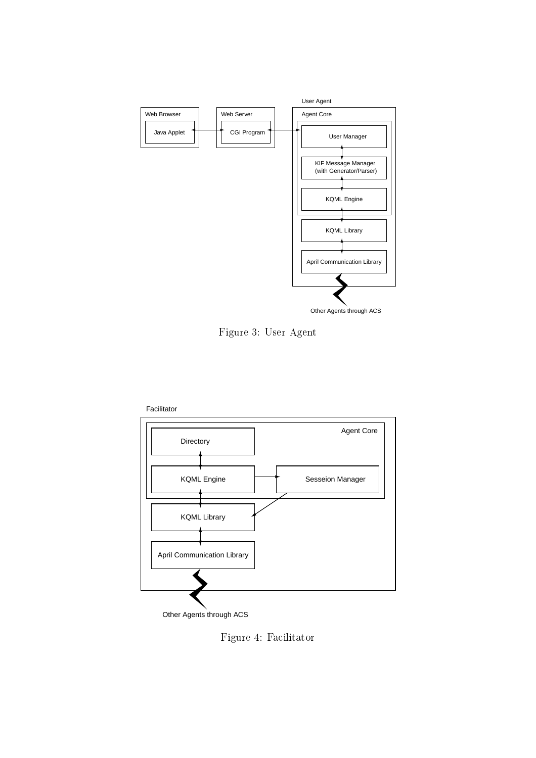Figure 3: User Agent

Figure 4: Facilitator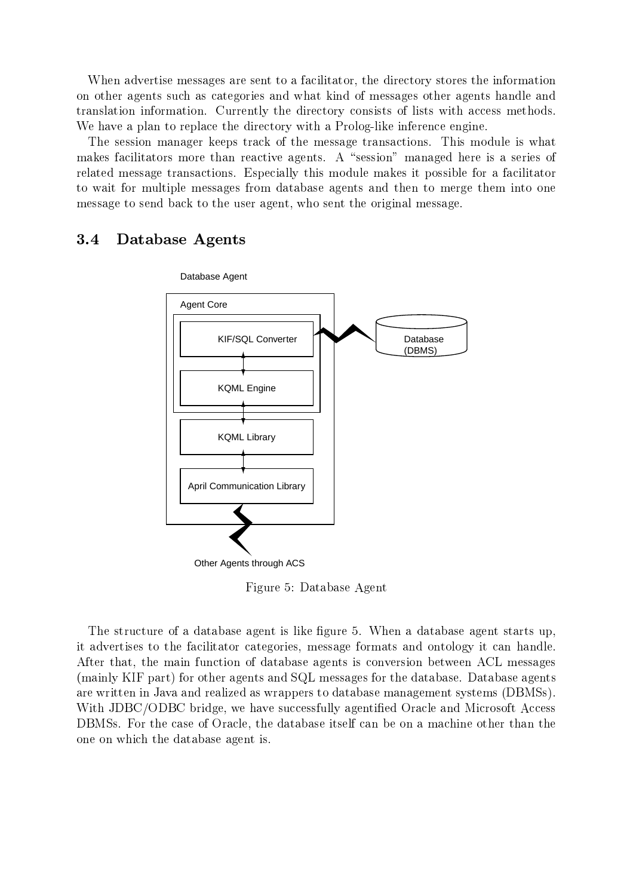When advertise messages are sent to a facilitator, the directory stores the information on other agents such as categories and what kind of messages other agents handle and translation information. Currently the directory consists of lists with access methods. We have a plan to replace the directory with a Prolog-like inference engine.

The session manager keeps track of the message transactions. This module is what makes facilitators more than reactive agents. A "session" managed here is a series of related message transactions. Especially this module makes it possible for a facilitator to wait for multiple messages from database agents and then to merge them into one message to send back to the user agent, who sent the original message.

## 3.4 Database Agents

Figure 5: Database Agent

The structure of a database agent is like figure 5. When a database agent starts up, it advertises to the facilitator categories, message formats and ontology it can handle. After that, the main function of database agents is conversion between ACL messages (mainly KIF part) for other agents and SQL messages for the database. Database agents are written in Java and realized as wrappers to database management systems (DBMSs). With JDBC/ODBC bridge, we have successfully agentified Oracle and Microsoft Access DBMSs. For the case of Oracle, the database itself can be on a machine other than the one on which the database agent is.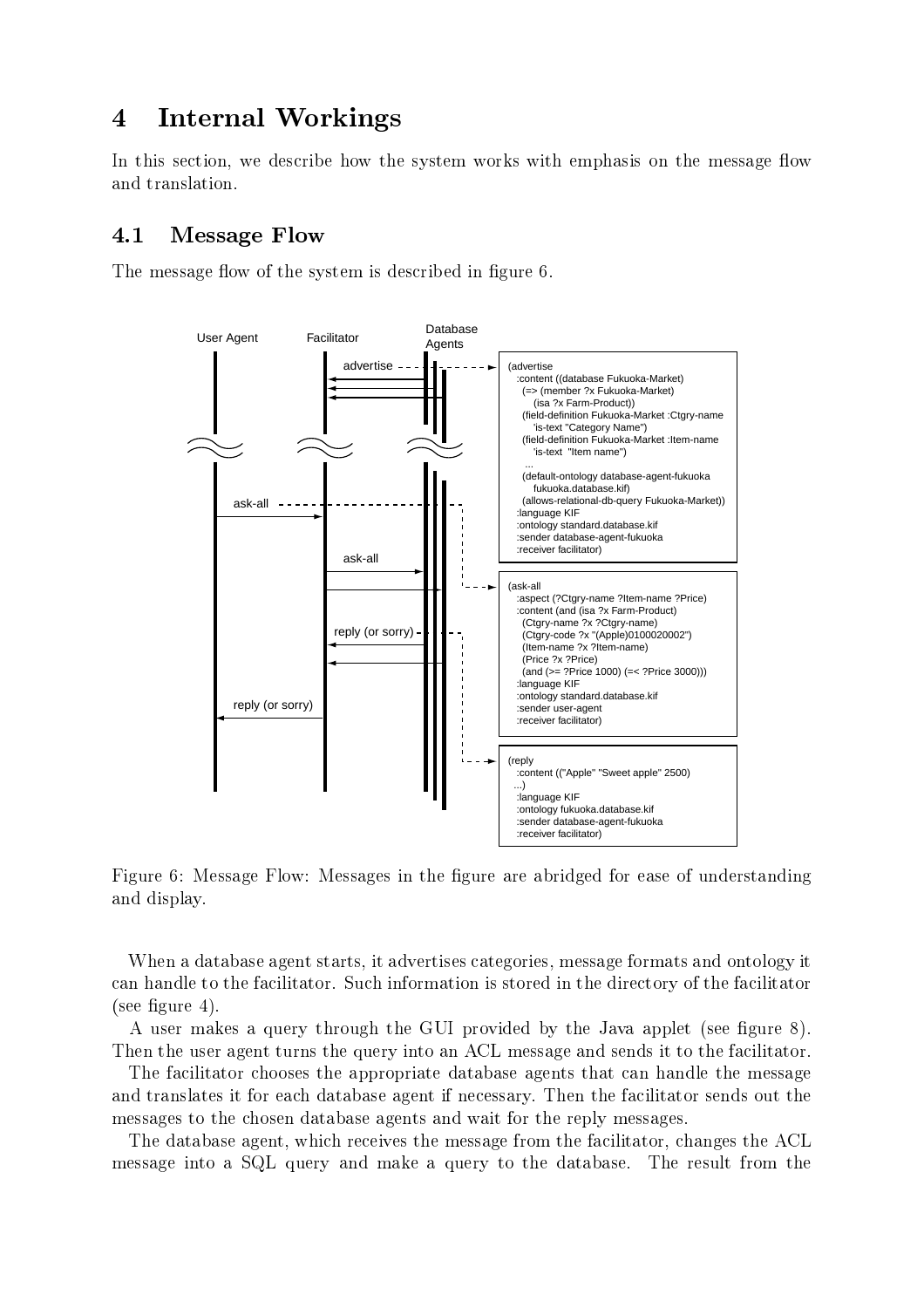# 4 Internal Workings

In this section, we describe how the system works with emphasis on the message flow and translation.

## 4.1 Message Flow

The message flow of the system is described in figure 6.

Figure 6: Message Flow: Messages in the figure are abridged for ease of understanding and display.

When a database agent starts, it advertises categories, message formats and ontology it can handle to the facilitator. Such information is stored in the directory of the facilitator (see figure 4).

A user makes a query through the GUI provided by the Java applet (see figure 8). Then the user agent turns the query into an ACL message and sends it to the facilitator.

The facilitator chooses the appropriate database agents that can handle the message and translates it for each database agent if necessary. Then the facilitator sends out the messages to the chosen database agents and wait for the reply messages.

The database agent, which receives the message from the facilitator, changes the ACL message into a SQL query and make a query to the database. The result from the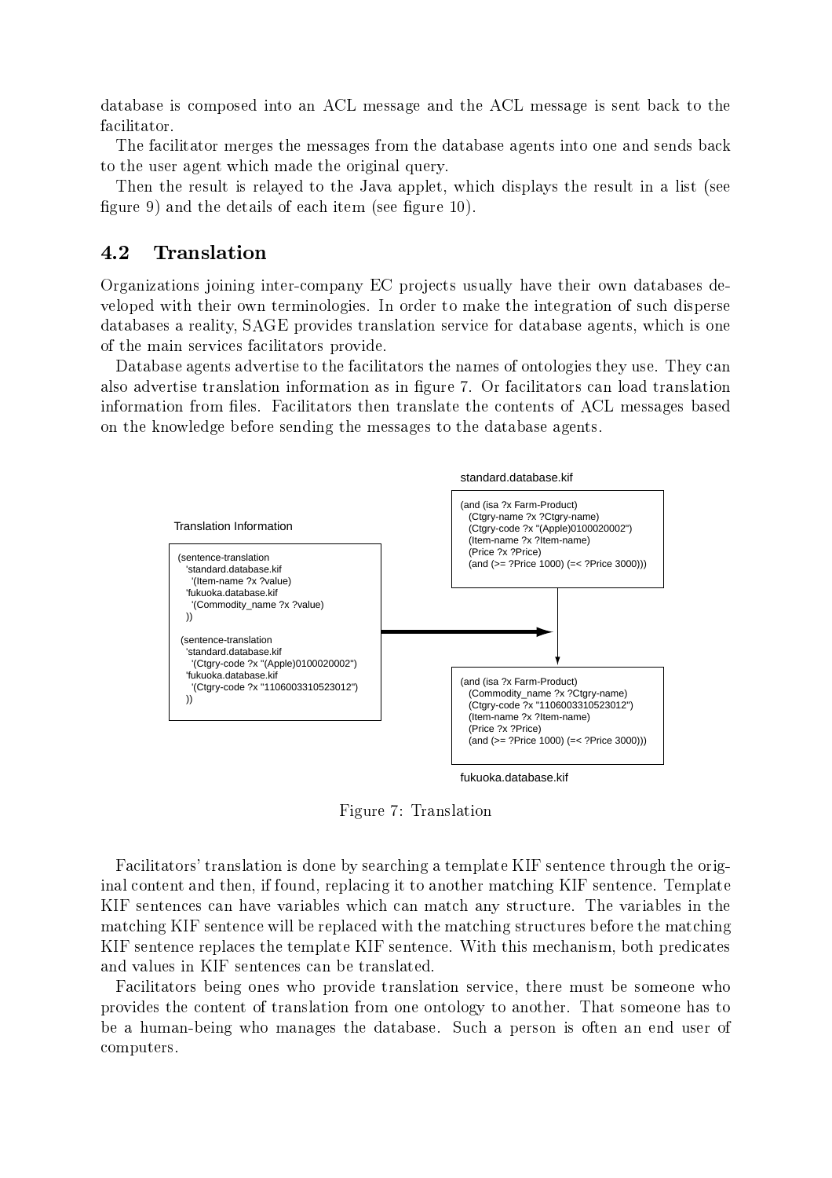database is composed into an ACL message and the ACL message is sent back to the facilitator.

The facilitator merges the messages from the database agents into one and sends back to the user agent which made the original query.

Then the result is relayed to the Java applet, which displays the result in a list (see figure 9) and the details of each item (see figure 10).

## 4.2 Translation

Organizations joining inter-company EC projects usually have their own databases developed with their own terminologies. In order to make the integration of such disperse databases a reality, SAGE provides translation service for database agents, which is one of the main services facilitators provide.

Database agents advertise to the facilitators the names of ontologies they use. They can also advertise translation information as in figure 7. Or facilitators can load translation information from files. Facilitators then translate the contents of ACL messages based on the knowledge before sending the messages to the database agents.

Translation Information

```
(sentence-translation
  'standard.database.kif
    '(Item-name ?x ?value)
  'fukuoka.database.kif
    '(Commodity_name ?x ?value)
  ))

(sentence-translation
  'standard.database.kif
    '(Ctgry-code ?x "(Apple)0100020002")
  'fukuoka.database.kif
    '(Ctgry-code ?x "1106003310523012")
  ))
```

standard.database.kif

```
(and (isa ?x Farm-Product)
  (Ctgry-name ?x ?Ctgry-name)
  (Ctgry-code ?x "(Apple)0100020002")
  (Item-name ?x ?Item-name)
  (Price ?x ?Price)
  (and (>= ?Price 1000) (=< ?Price 3000)))
```

```
(and (isa ?x Farm-Product)
  (Commodity_name ?x ?Ctgry-name)
  (Ctgry-code ?x "1106003310523012")
  (Item-name ?x ?Item-name)
  (Price ?x ?Price)
  (and (>= ?Price 1000) (=< ?Price 3000)))
```

fukuoka.database.kif

Figure 7: Translation

Facilitators' translation is done by searching a template KIF sentence through the original content and then, if found, replacing it to another matching KIF sentence. Template KIF sentences can have variables which can match any structure. The variables in the matching KIF sentence will be replaced with the matching structures before the matching KIF sentence replaces the template KIF sentence. With this mechanism, both predicates and values in KIF sentences can be translated.

Facilitators being ones who provide translation service, there must be someone who provides the content of translation from one ontology to another. That someone has to be a human-being who manages the database. Such a person is often an end user of computers.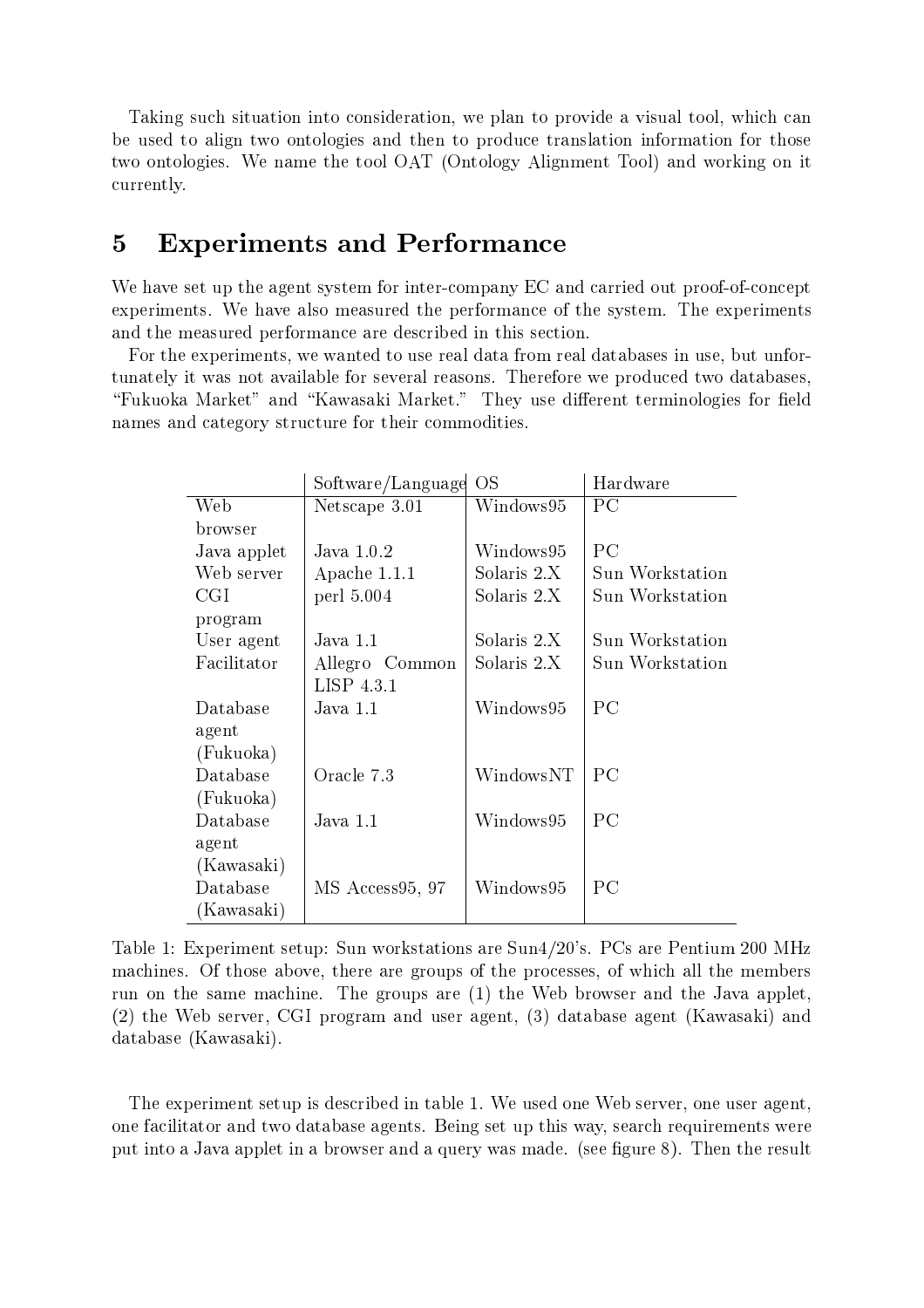Taking such situation into consideration, we plan to provide a visual tool, which can be used to align two ontologies and then to produce translation information for those two ontologies. We name the tool OAT (Ontology Alignment Tool) and working on it currently.

# 5 Experiments and Performance

We have set up the agent system for inter-company EC and carried out proof-of-concept experiments. We have also measured the performance of the system. The experiments and the measured performance are described in this section.

For the experiments, we wanted to use real data from real databases in use, but unfortunately it was not available for several reasons. Therefore we produced two databases, "Fukuoka Market" and "Kawasaki Market." They use different terminologies for field names and category structure for their commodities.

| | Software/Language | OS | Hardware |
|---|---|---|---|
| Web browser | Netscape 3.01 | Windows95 | PC |
| Java applet | Java 1.0.2 | Windows95 | PC |
| Web server | Apache 1.1.1 | Solaris 2.X | Sun Workstation |
| CGI program | perl 5.004 | Solaris 2.X | Sun Workstation |
| User agent | Java 1.1 | Solaris 2.X | Sun Workstation |
| Facilitator | Allegro Common LISP 4.3.1 | Solaris 2.X | Sun Workstation |
| Database agent (Fukuoka) | Java 1.1 | Windows95 | PC |
| Database (Fukuoka) | Oracle 7.3 | WindowsNT | PC |
| Database agent (Kawasaki) | Java 1.1 | Windows95 | PC |
| Database (Kawasaki) | MS Access95, 97 | Windows95 | PC |

Table 1: Experiment setup: Sun workstations are Sun4/20's. PCs are Pentium 200 MHz machines. Of those above, there are groups of the processes, of which all the members run on the same machine. The groups are (1) the Web browser and the Java applet, (2) the Web server, CGI program and user agent, (3) database agent (Kawasaki) and database (Kawasaki).

The experiment setup is described in table 1. We used one Web server, one user agent, one facilitator and two database agents. Being set up this way, search requirements were put into a Java applet in a browser and a query was made. (see figure 8). Then the result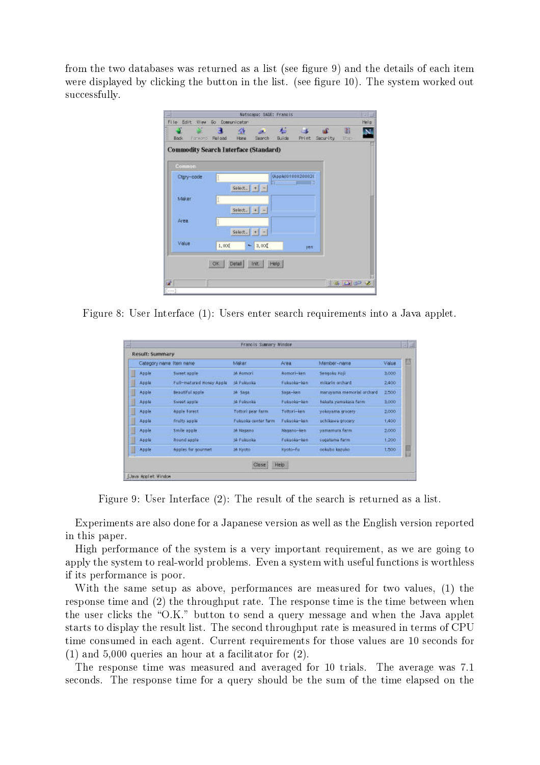from the two databases was returned as a list (see figure 9) and the details of each item were displayed by clicking the button in the list. (see figure 10). The system worked out successfully.

Figure 8: User Interface (1): Users enter search requirements into a Java applet.

Figure 9: User Interface (2): The result of the search is returned as a list.

Experiments are also done for a Japanese version as well as the English version reported in this paper.

High performance of the system is a very important requirement, as we are going to apply the system to real-world problems. Even a system with useful functions is worthless if its performance is poor.

With the same setup as above, performances are measured for two values, (1) the response time and (2) the throughput rate. The response time is the time between when the user clicks the "O.K." button to send a query message and when the Java applet starts to display the result list. The second throughput rate is measured in terms of CPU time consumed in each agent. Current requirements for those values are 10 seconds for (1) and 5,000 queries an hour at a facilitator for (2).

The response time was measured and averaged for 10 trials. The average was 7.1 seconds. The response time for a query should be the sum of the time elapsed on the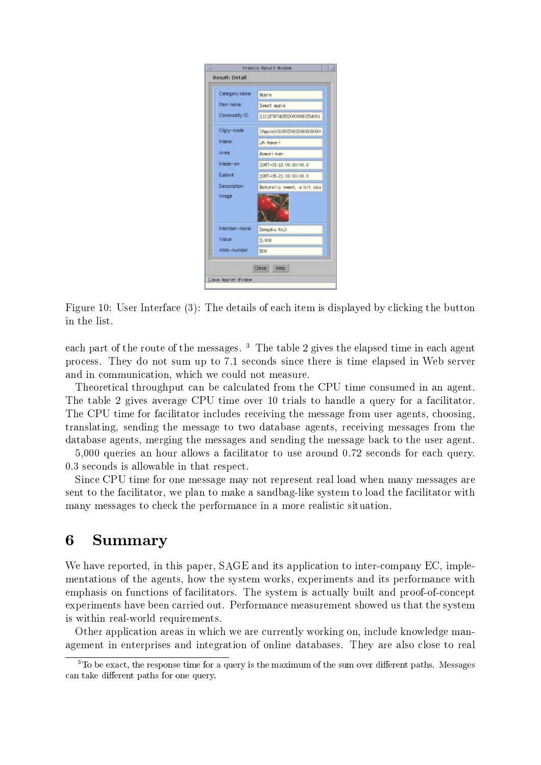Figure 10: User Interface (3): The details of each item is displayed by clicking the button in the list.

each part of the route of the messages. [3] The table 2 gives the elapsed time in each agent process. They do not sum up to 7.1 seconds since there is time elapsed in Web server and in communication, which we could not measure.

Theoretical throughput can be calculated from the CPU time consumed in an agent. The table 2 gives average CPU time over 10 trials to handle a query for a facilitator. The CPU time for facilitator includes receiving the message from user agents, choosing, translating, sending the message to two database agents, receiving messages from the database agents, merging the messages and sending the message back to the user agent.

5,000 queries an hour allows a facilitator to use around 0.72 seconds for each query. 0.3 seconds is allowable in that respect.

Since CPU time for one message may not represent real load when many messages are sent to the facilitator, we plan to make a sandbag-like system to load the facilitator with many messages to check the performance in a more realistic situation.

# 6 Summary

We have reported, in this paper, SAGE and its application to inter-company EC, implementations of the agents, how the system works, experiments and its performance with emphasis on functions of facilitators. The system is actually built and proof-of-concept experiments have been carried out. Performance measurement showed us that the system is within real-world requirements.

Other application areas in which we are currently working on, include knowledge management in enterprises and integration of online databases. They are also close to real

[3] To be exact, the response time for a query is the maximum of the sum over different paths. Messages can take different paths for one query.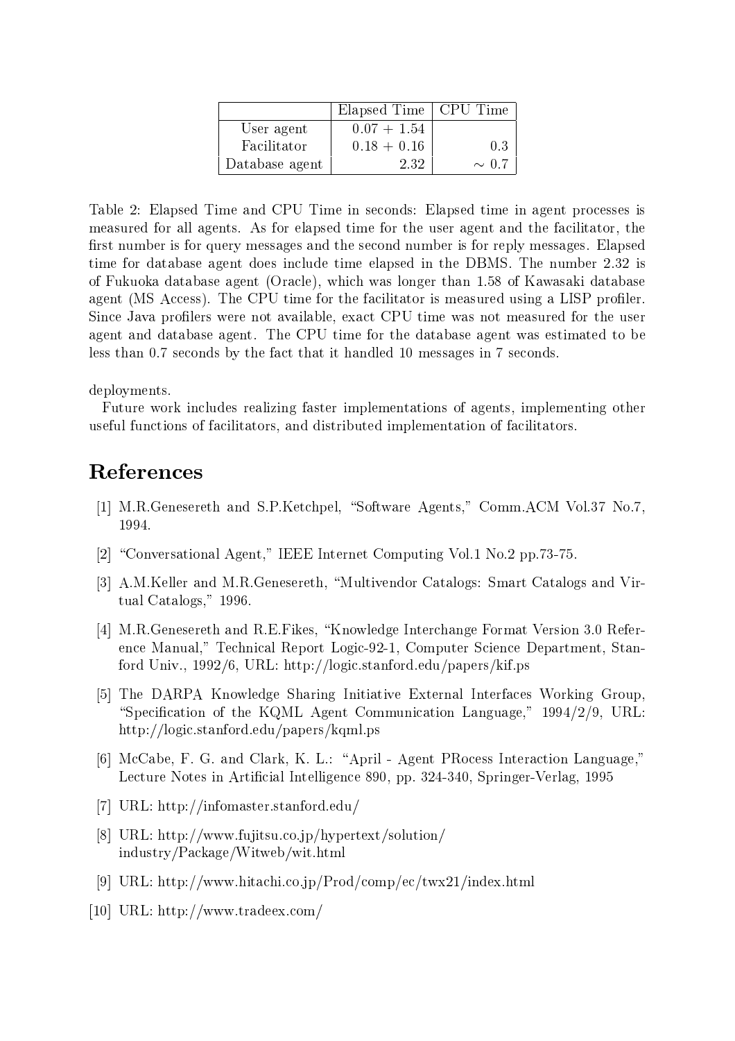| | Elapsed Time | CPU Time |
|---|---|---|
| User agent | 0.07 + 1.54 | |
| Facilitator | 0.18 + 0.16 | 0.3 |
| Database agent | 2.32 | $\sim 0.7$ |

Table 2: Elapsed Time and CPU Time in seconds: Elapsed time in agent processes is measured for all agents. As for elapsed time for the user agent and the facilitator, the first number is for query messages and the second number is for reply messages. Elapsed time for database agent does include time elapsed in the DBMS. The number 2.32 is of Fukuoka database agent (Oracle), which was longer than 1.58 of Kawasaki database agent (MS Access). The CPU time for the facilitator is measured using a LISP profiler. Since Java profilers were not available, exact CPU time was not measured for the user agent and database agent. The CPU time for the database agent was estimated to be less than 0.7 seconds by the fact that it handled 10 messages in 7 seconds.

deployments.

Future work includes realizing faster implementations of agents, implementing other useful functions of facilitators, and distributed implementation of facilitators.

# References

[1] M.R.Genesereth and S.P.Ketchpel, "Software Agents," Comm.ACM Vol.37 No.7, 1994.

[2] "Conversational Agent," IEEE Internet Computing Vol.1 No.2 pp.73-75.

[3] A.M.Keller and M.R.Genesereth, "Multivendor Catalogs: Smart Catalogs and Virtual Catalogs," 1996.

[4] M.R.Genesereth and R.E.Fikes, "Knowledge Interchange Format Version 3.0 Reference Manual," Technical Report Logic-92-1, Computer Science Department, Stanford Univ., 1992/6, URL: http://logic.stanford.edu/papers/kif.ps

[5] The DARPA Knowledge Sharing Initiative External Interfaces Working Group, "Specification of the KQML Agent Communication Language," 1994/2/9, URL: http://logic.stanford.edu/papers/kqml.ps

[6] McCabe, F. G. and Clark, K. L.: "April - Agent PRocess Interaction Language," Lecture Notes in Artificial Intelligence 890, pp. 324-340, Springer-Verlag, 1995

[7] URL: http://infomaster.stanford.edu/

[8] URL: http://www.fujitsu.co.jp/hypertext/solution/industry/Package/Witweb/wit.html

[9] URL: http://www.hitachi.co.jp/Prod/comp/ec/twx21/index.html

[10] URL: http://www.tradeex.com/